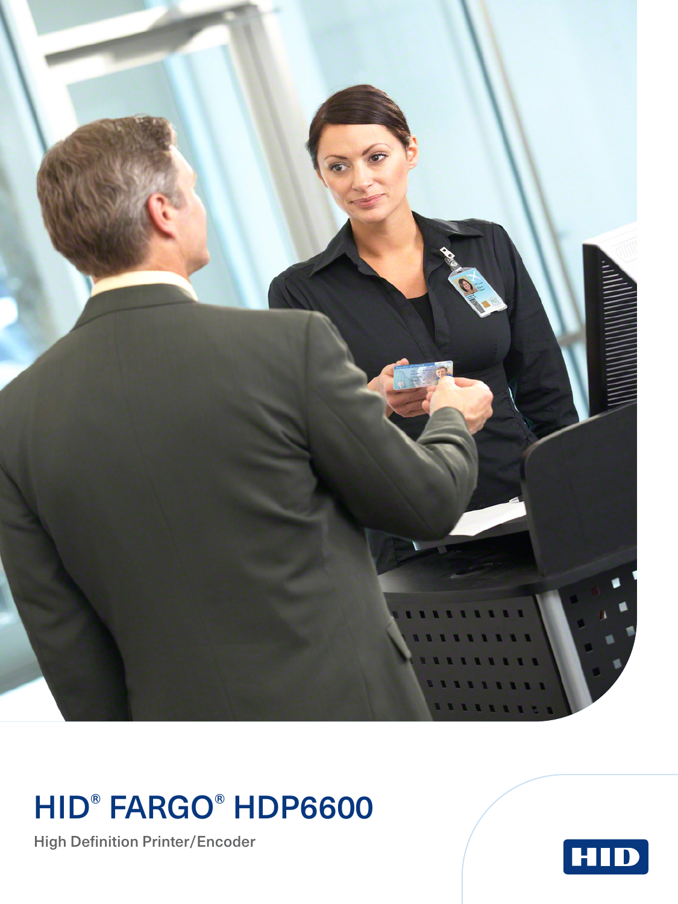# HID® FARGO® HDP6600

High Definition Printer/Encoder

HID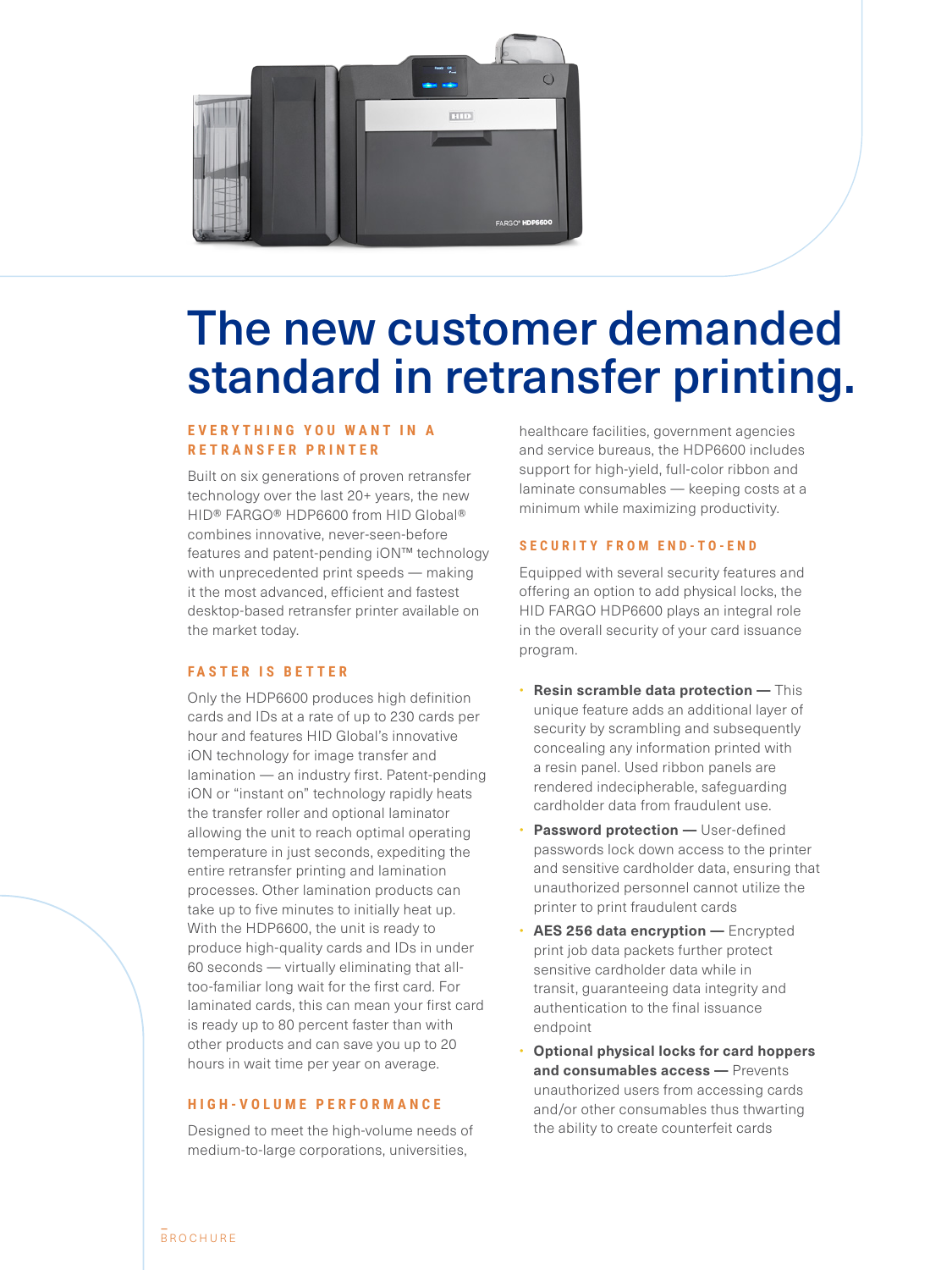# The new customer demanded standard in retransfer printing.

## EVERYTHING YOU WANT IN A RETRANSFER PRINTER

Built on six generations of proven retransfer technology over the last 20+ years, the new HID® FARGO® HDP6600 from HID Global® combines innovative, never-seen-before features and patent-pending iON™ technology with unprecedented print speeds — making it the most advanced, efficient and fastest desktop-based retransfer printer available on the market today.

## FASTER IS BETTER

Only the HDP6600 produces high definition cards and IDs at a rate of up to 230 cards per hour and features HID Global's innovative iON technology for image transfer and lamination — an industry first. Patent-pending iON or "instant on" technology rapidly heats the transfer roller and optional laminator allowing the unit to reach optimal operating temperature in just seconds, expediting the entire retransfer printing and lamination processes. Other lamination products can take up to five minutes to initially heat up. With the HDP6600, the unit is ready to produce high-quality cards and IDs in under 60 seconds — virtually eliminating that all-too-familiar long wait for the first card. For laminated cards, this can mean your first card is ready up to 80 percent faster than with other products and can save you up to 20 hours in wait time per year on average.

## HIGH-VOLUME PERFORMANCE

Designed to meet the high-volume needs of medium-to-large corporations, universities, healthcare facilities, government agencies and service bureaus, the HDP6600 includes support for high-yield, full-color ribbon and laminate consumables — keeping costs at a minimum while maximizing productivity.

## SECURITY FROM END-TO-END

Equipped with several security features and offering an option to add physical locks, the HID FARGO HDP6600 plays an integral role in the overall security of your card issuance program.

- **Resin scramble data protection —** This unique feature adds an additional layer of security by scrambling and subsequently concealing any information printed with a resin panel. Used ribbon panels are rendered indecipherable, safeguarding cardholder data from fraudulent use.
- **Password protection —** User-defined passwords lock down access to the printer and sensitive cardholder data, ensuring that unauthorized personnel cannot utilize the printer to print fraudulent cards
- **AES 256 data encryption —** Encrypted print job data packets further protect sensitive cardholder data while in transit, guaranteeing data integrity and authentication to the final issuance endpoint
- **Optional physical locks for card hoppers and consumables access —** Prevents unauthorized users from accessing cards and/or other consumables thus thwarting the ability to create counterfeit cards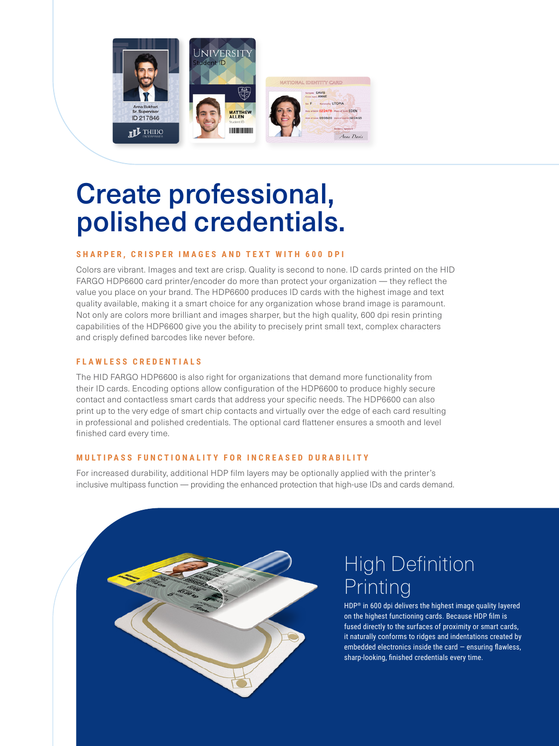# Create professional, polished credentials.

### SHARPER, CRISPER IMAGES AND TEXT WITH 600 DPI

Colors are vibrant. Images and text are crisp. Quality is second to none. ID cards printed on the HID FARGO HDP6600 card printer/encoder do more than protect your organization — they reflect the value you place on your brand. The HDP6600 produces ID cards with the highest image and text quality available, making it a smart choice for any organization whose brand image is paramount. Not only are colors more brilliant and images sharper, but the high quality, 600 dpi resin printing capabilities of the HDP6600 give you the ability to precisely print small text, complex characters and crisply defined barcodes like never before.

### FLAWLESS CREDENTIALS

The HID FARGO HDP6600 is also right for organizations that demand more functionality from their ID cards. Encoding options allow configuration of the HDP6600 to produce highly secure contact and contactless smart cards that address your specific needs. The HDP6600 can also print up to the very edge of smart chip contacts and virtually over the edge of each card resulting in professional and polished credentials. The optional card flattener ensures a smooth and level finished card every time.

### MULTIPASS FUNCTIONALITY FOR INCREASED DURABILITY

For increased durability, additional HDP film layers may be optionally applied with the printer's inclusive multipass function — providing the enhanced protection that high-use IDs and cards demand.

## High Definition Printing

HDP® in 600 dpi delivers the highest image quality layered on the highest functioning cards. Because HDP film is fused directly to the surfaces of proximity or smart cards, it naturally conforms to ridges and indentations created by embedded electronics inside the card — ensuring flawless, sharp-looking, finished credentials every time.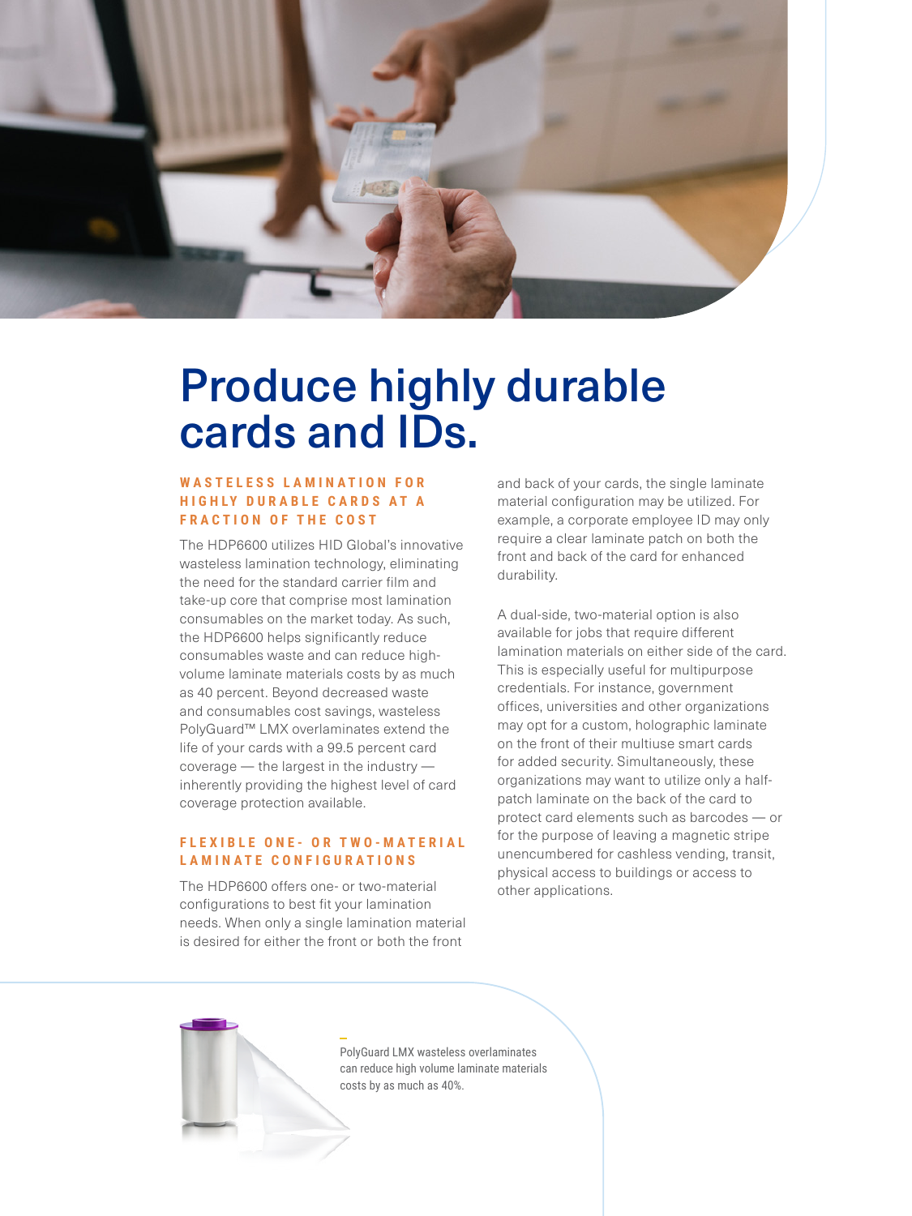# Produce highly durable cards and IDs.

### WASTELESS LAMINATION FOR HIGHLY DURABLE CARDS AT A FRACTION OF THE COST

The HDP6600 utilizes HID Global's innovative wasteless lamination technology, eliminating the need for the standard carrier film and take-up core that comprise most lamination consumables on the market today. As such, the HDP6600 helps significantly reduce consumables waste and can reduce high-volume laminate materials costs by as much as 40 percent. Beyond decreased waste and consumables cost savings, wasteless PolyGuard™ LMX overlaminates extend the life of your cards with a 99.5 percent card coverage — the largest in the industry — inherently providing the highest level of card coverage protection available.

### FLEXIBLE ONE- OR TWO-MATERIAL LAMINATE CONFIGURATIONS

The HDP6600 offers one- or two-material configurations to best fit your lamination needs. When only a single lamination material is desired for either the front or both the front and back of your cards, the single laminate material configuration may be utilized. For example, a corporate employee ID may only require a clear laminate patch on both the front and back of the card for enhanced durability.

A dual-side, two-material option is also available for jobs that require different lamination materials on either side of the card. This is especially useful for multipurpose credentials. For instance, government offices, universities and other organizations may opt for a custom, holographic laminate on the front of their multiuse smart cards for added security. Simultaneously, these organizations may want to utilize only a half-patch laminate on the back of the card to protect card elements such as barcodes — or for the purpose of leaving a magnetic stripe unencumbered for cashless vending, transit, physical access to buildings or access to other applications.

PolyGuard LMX wasteless overlaminates can reduce high volume laminate materials costs by as much as 40%.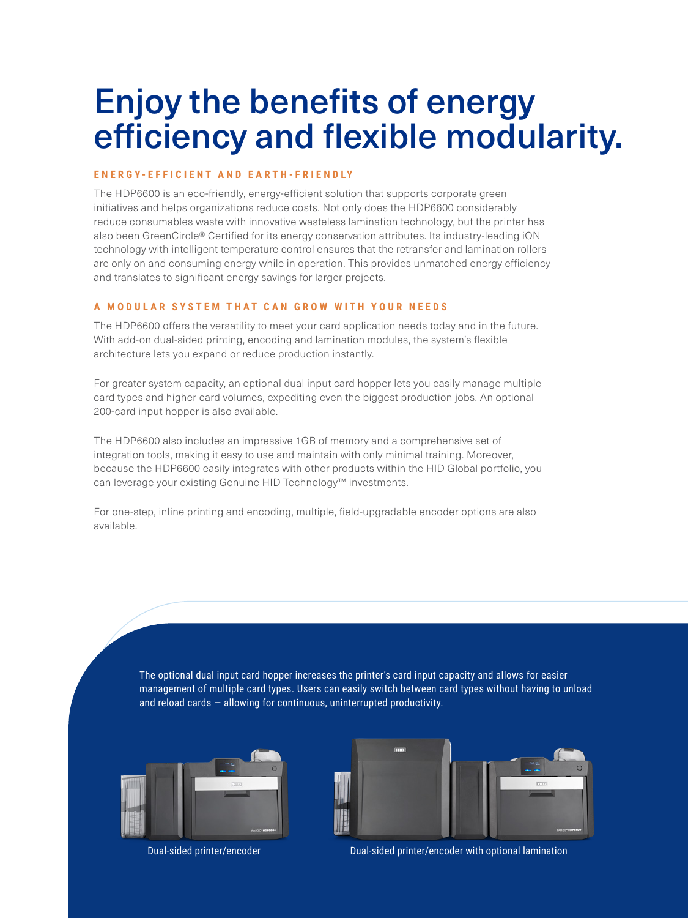# Enjoy the benefits of energy efficiency and flexible modularity.

## ENERGY-EFFICIENT AND EARTH-FRIENDLY

The HDP6600 is an eco-friendly, energy-efficient solution that supports corporate green initiatives and helps organizations reduce costs. Not only does the HDP6600 considerably reduce consumables waste with innovative wasteless lamination technology, but the printer has also been GreenCircle® Certified for its energy conservation attributes. Its industry-leading iON technology with intelligent temperature control ensures that the retransfer and lamination rollers are only on and consuming energy while in operation. This provides unmatched energy efficiency and translates to significant energy savings for larger projects.

## A MODULAR SYSTEM THAT CAN GROW WITH YOUR NEEDS

The HDP6600 offers the versatility to meet your card application needs today and in the future. With add-on dual-sided printing, encoding and lamination modules, the system's flexible architecture lets you expand or reduce production instantly.

For greater system capacity, an optional dual input card hopper lets you easily manage multiple card types and higher card volumes, expediting even the biggest production jobs. An optional 200-card input hopper is also available.

The HDP6600 also includes an impressive 1GB of memory and a comprehensive set of integration tools, making it easy to use and maintain with only minimal training. Moreover, because the HDP6600 easily integrates with other products within the HID Global portfolio, you can leverage your existing Genuine HID Technology™ investments.

For one-step, inline printing and encoding, multiple, field-upgradable encoder options are also available.

The optional dual input card hopper increases the printer's card input capacity and allows for easier management of multiple card types. Users can easily switch between card types without having to unload and reload cards — allowing for continuous, uninterrupted productivity.

Dual-sided printer/encoder

Dual-sided printer/encoder with optional lamination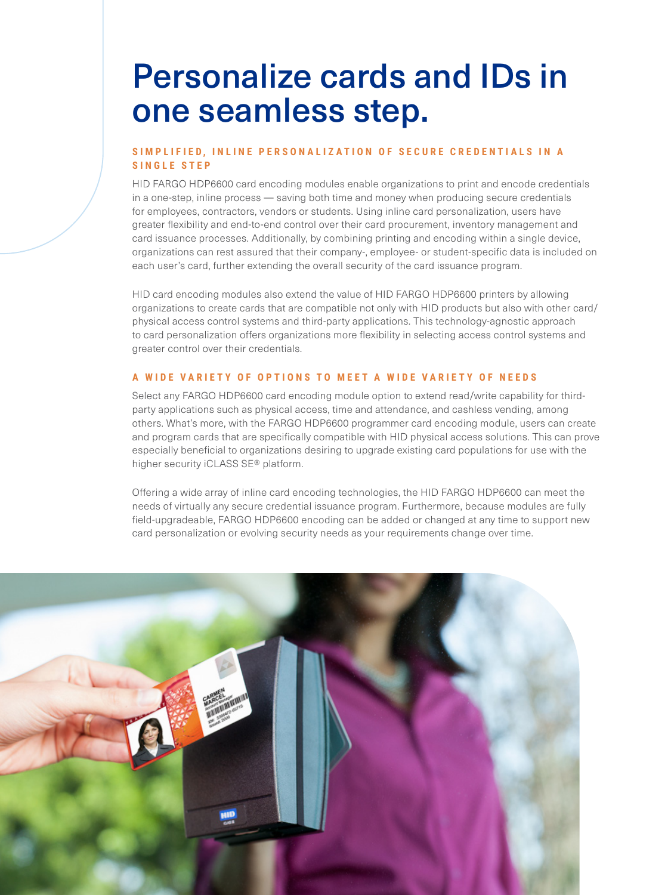# Personalize cards and IDs in one seamless step.

### SIMPLIFIED, INLINE PERSONALIZATION OF SECURE CREDENTIALS IN A SINGLE STEP

HID FARGO HDP6600 card encoding modules enable organizations to print and encode credentials in a one-step, inline process — saving both time and money when producing secure credentials for employees, contractors, vendors or students. Using inline card personalization, users have greater flexibility and end-to-end control over their card procurement, inventory management and card issuance processes. Additionally, by combining printing and encoding within a single device, organizations can rest assured that their company-, employee- or student-specific data is included on each user's card, further extending the overall security of the card issuance program.

HID card encoding modules also extend the value of HID FARGO HDP6600 printers by allowing organizations to create cards that are compatible not only with HID products but also with other card/physical access control systems and third-party applications. This technology-agnostic approach to card personalization offers organizations more flexibility in selecting access control systems and greater control over their credentials.

### A WIDE VARIETY OF OPTIONS TO MEET A WIDE VARIETY OF NEEDS

Select any FARGO HDP6600 card encoding module option to extend read/write capability for third-party applications such as physical access, time and attendance, and cashless vending, among others. What's more, with the FARGO HDP6600 programmer card encoding module, users can create and program cards that are specifically compatible with HID physical access solutions. This can prove especially beneficial to organizations desiring to upgrade existing card populations for use with the higher security iCLASS SE® platform.

Offering a wide array of inline card encoding technologies, the HID FARGO HDP6600 can meet the needs of virtually any secure credential issuance program. Furthermore, because modules are fully field-upgradeable, FARGO HDP6600 encoding can be added or changed at any time to support new card personalization or evolving security needs as your requirements change over time.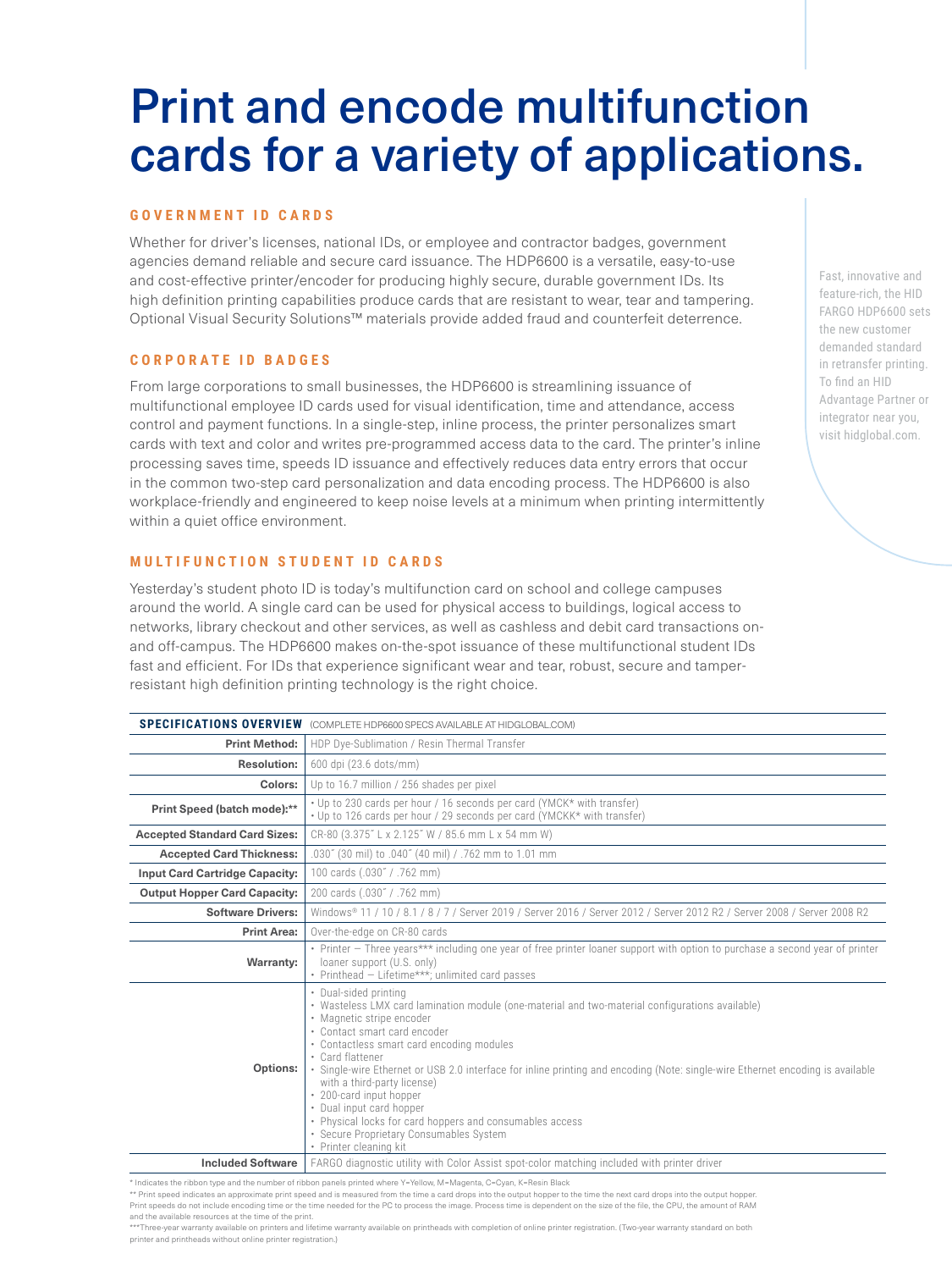# Print and encode multifunction cards for a variety of applications.

### GOVERNMENT ID CARDS

Whether for driver's licenses, national IDs, or employee and contractor badges, government agencies demand reliable and secure card issuance. The HDP6600 is a versatile, easy-to-use and cost-effective printer/encoder for producing highly secure, durable government IDs. Its high definition printing capabilities produce cards that are resistant to wear, tear and tampering. Optional Visual Security Solutions™ materials provide added fraud and counterfeit deterrence.

### CORPORATE ID BADGES

From large corporations to small businesses, the HDP6600 is streamlining issuance of multifunctional employee ID cards used for visual identification, time and attendance, access control and payment functions. In a single-step, inline process, the printer personalizes smart cards with text and color and writes pre-programmed access data to the card. The printer's inline processing saves time, speeds ID issuance and effectively reduces data entry errors that occur in the common two-step card personalization and data encoding process. The HDP6600 is also workplace-friendly and engineered to keep noise levels at a minimum when printing intermittently within a quiet office environment.

### MULTIFUNCTION STUDENT ID CARDS

Yesterday's student photo ID is today's multifunction card on school and college campuses around the world. A single card can be used for physical access to buildings, logical access to networks, library checkout and other services, as well as cashless and debit card transactions on- and off-campus. The HDP6600 makes on-the-spot issuance of these multifunctional student IDs fast and efficient. For IDs that experience significant wear and tear, robust, secure and tamper-resistant high definition printing technology is the right choice.

Fast, innovative and feature-rich, the HID FARGO HDP6600 sets the new customer demanded standard in retransfer printing. To find an HID Advantage Partner or integrator near you, visit hidglobal.com.

| **SPECIFICATIONS OVERVIEW** | (COMPLETE HDP6600 SPECS AVAILABLE AT HIDGLOBAL.COM) |
|---|---|
| **Print Method:** | HDP Dye-Sublimation / Resin Thermal Transfer |
| **Resolution:** | 600 dpi (23.6 dots/mm) |
| **Colors:** | Up to 16.7 million / 256 shades per pixel |
| **Print Speed (batch mode):\*\*** | • Up to 230 cards per hour / 16 seconds per card (YMCK* with transfer)<br>• Up to 126 cards per hour / 29 seconds per card (YMCKK* with transfer) |
| **Accepted Standard Card Sizes:** | CR-80 (3.375˝ L x 2.125˝ W / 85.6 mm L x 54 mm W) |
| **Accepted Card Thickness:** | .030˝ (30 mil) to .040˝ (40 mil) / .762 mm to 1.01 mm |
| **Input Card Cartridge Capacity:** | 100 cards (.030˝ / .762 mm) |
| **Output Hopper Card Capacity:** | 200 cards (.030˝ / .762 mm) |
| **Software Drivers:** | Windows® 11 / 10 / 8.1 / 8 / 7 / Server 2019 / Server 2016 / Server 2012 / Server 2012 R2 / Server 2008 / Server 2008 R2 |
| **Print Area:** | Over-the-edge on CR-80 cards |
| **Warranty:** | • Printer — Three years\*\*\* including one year of free printer loaner support with option to purchase a second year of printer loaner support (U.S. only)<br>• Printhead — Lifetime\*\*\*; unlimited card passes |
| **Options:** | • Dual-sided printing<br>• Wasteless LMX card lamination module (one-material and two-material configurations available)<br>• Magnetic stripe encoder<br>• Contact smart card encoder<br>• Contactless smart card encoding modules<br>• Card flattener<br>• Single-wire Ethernet or USB 2.0 interface for inline printing and encoding (Note: single-wire Ethernet encoding is available with a third-party license)<br>• 200-card input hopper<br>• Dual input card hopper<br>• Physical locks for card hoppers and consumables access<br>• Secure Proprietary Consumables System<br>• Printer cleaning kit |
| **Included Software** | FARGO diagnostic utility with Color Assist spot-color matching included with printer driver |

\* Indicates the ribbon type and the number of ribbon panels printed where Y=Yellow, M=Magenta, C=Cyan, K=Resin Black

\*\* Print speed indicates an approximate print speed and is measured from the time a card drops into the output hopper to the time the next card drops into the output hopper. Print speeds do not include encoding time or the time needed for the PC to process the image. Process time is dependent on the size of the file, the CPU, the amount of RAM and the available resources at the time of the print.

\*\*\*Three-year warranty available on printers and lifetime warranty available on printheads with completion of online printer registration. (Two-year warranty standard on both printer and printheads without online printer registration.)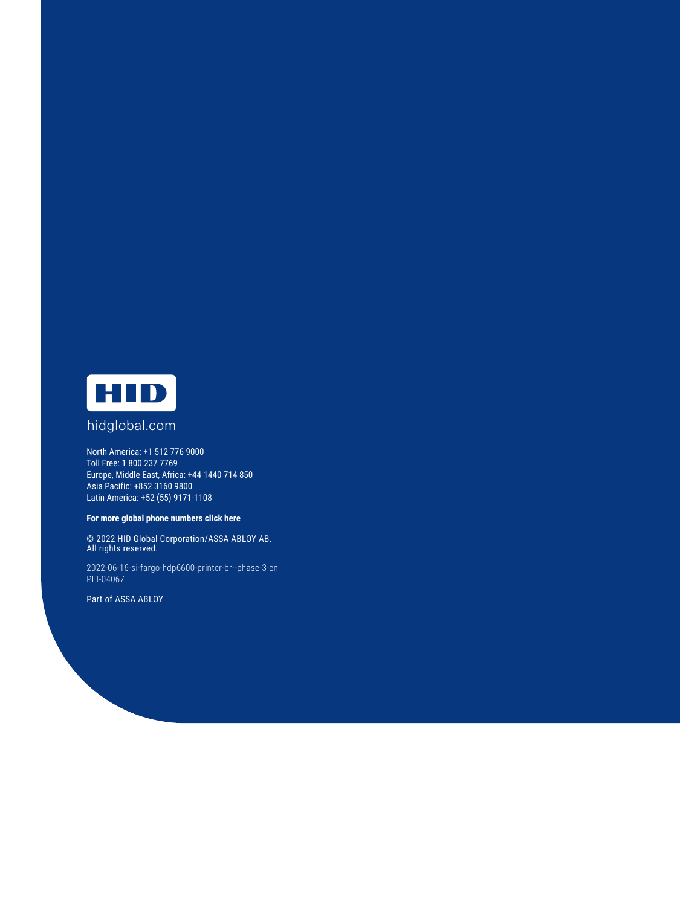HID

hidglobal.com

North America: +1 512 776 9000
Toll Free: 1 800 237 7769
Europe, Middle East, Africa: +44 1440 714 850
Asia Pacific: +852 3160 9800
Latin America: +52 (55) 9171-1108

**For more global phone numbers click here**

© 2022 HID Global Corporation/ASSA ABLOY AB.
All rights reserved.

2022-06-16-si-fargo-hdp6600-printer-br--phase-3-en
PLT-04067

Part of ASSA ABLOY